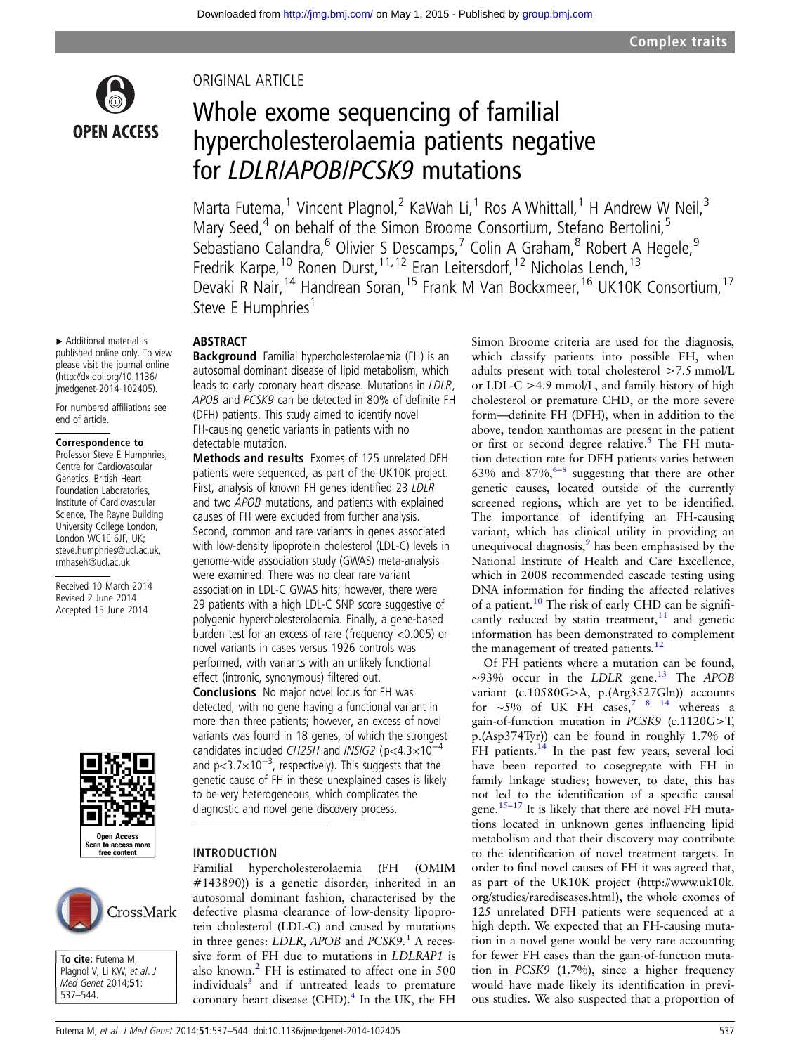ORIGINAL ARTICLE

# Whole exome sequencing of familial hypercholesterolaemia patients negative for *LDLR*/*APOB*/*PCSK9* mutations

Marta Futema,[1] Vincent Plagnol,[2] KaWah Li,[1] Ros A Whittall,[1] H Andrew W Neil,[3] Mary Seed,[4] on behalf of the Simon Broome Consortium, Stefano Bertolini,[5] Sebastiano Calandra,[6] Olivier S Descamps,[7] Colin A Graham,[8] Robert A Hegele,[9] Fredrik Karpe,[10] Ronen Durst,[11,12] Eran Leitersdorf,[12] Nicholas Lench,[13] Devaki R Nair,[14] Handrean Soran,[15] Frank M Van Bockxmeer,[16] UK10K Consortium,[17] Steve E Humphries[1]

▸ Additional material is published online only. To view please visit the journal online (http://dx.doi.org/10.1136/jmedgenet-2014-102405).

For numbered affiliations see end of article.

**Correspondence to**
Professor Steve E Humphries, Centre for Cardiovascular Genetics, British Heart Foundation Laboratories, Institute of Cardiovascular Science, The Rayne Building University College London, London WC1E 6JF, UK; steve.humphries@ucl.ac.uk, rmhaseh@ucl.ac.uk

Received 10 March 2014
Revised 2 June 2014
Accepted 15 June 2014

**To cite:** Futema M, Plagnol V, Li KW, *et al*. *J Med Genet* 2014;**51**: 537–544.

## ABSTRACT

**Background** Familial hypercholesterolaemia (FH) is an autosomal dominant disease of lipid metabolism, which leads to early coronary heart disease. Mutations in *LDLR*, *APOB* and *PCSK9* can be detected in 80% of definite FH (DFH) patients. This study aimed to identify novel FH-causing genetic variants in patients with no detectable mutation.

**Methods and results** Exomes of 125 unrelated DFH patients were sequenced, as part of the UK10K project. First, analysis of known FH genes identified 23 *LDLR* and two *APOB* mutations, and patients with explained causes of FH were excluded from further analysis. Second, common and rare variants in genes associated with low-density lipoprotein cholesterol (LDL-C) levels in genome-wide association study (GWAS) meta-analysis were examined. There was no clear rare variant association in LDL-C GWAS hits; however, there were 29 patients with a high LDL-C SNP score suggestive of polygenic hypercholesterolaemia. Finally, a gene-based burden test for an excess of rare (frequency <0.005) or novel variants in cases versus 1926 controls was performed, with variants with an unlikely functional effect (intronic, synonymous) filtered out.

**Conclusions** No major novel locus for FH was detected, with no gene having a functional variant in more than three patients; however, an excess of novel variants was found in 18 genes, of which the strongest candidates included *CH25H* and *INSIG2* ($p<4.3\times10^{-4}$ and $p<3.7\times10^{-3}$, respectively). This suggests that the genetic cause of FH in these unexplained cases is likely to be very heterogeneous, which complicates the diagnostic and novel gene discovery process.

## INTRODUCTION

Familial hypercholesterolaemia (FH (OMIM #143890)) is a genetic disorder, inherited in an autosomal dominant fashion, characterised by the defective plasma clearance of low-density lipoprotein cholesterol (LDL-C) and caused by mutations in three genes: *LDLR*, *APOB* and *PCSK9*.[1] A recessive form of FH due to mutations in *LDLRAP1* is also known.[2] FH is estimated to affect one in 500 individuals[3] and if untreated leads to premature coronary heart disease (CHD).[4] In the UK, the FH Simon Broome criteria are used for the diagnosis, which classify patients into possible FH, when adults present with total cholesterol >7.5 mmol/L or LDL-C >4.9 mmol/L, and family history of high cholesterol or premature CHD, or the more severe form—definite FH (DFH), when in addition to the above, tendon xanthomas are present in the patient or first or second degree relative.[5] The FH mutation detection rate for DFH patients varies between 63% and 87%,[6–8] suggesting that there are other genetic causes, located outside of the currently screened regions, which are yet to be identified. The importance of identifying an FH-causing variant, which has clinical utility in providing an unequivocal diagnosis,[9] has been emphasised by the National Institute of Health and Care Excellence, which in 2008 recommended cascade testing using DNA information for finding the affected relatives of a patient.[10] The risk of early CHD can be significantly reduced by statin treatment,[11] and genetic information has been demonstrated to complement the management of treated patients.[12]

Of FH patients where a mutation can be found, ~93% occur in the *LDLR* gene.[13] The *APOB* variant (c.10580G>A, p.(Arg3527Gln)) accounts for ~5% of UK FH cases,[7 8 14] whereas a gain-of-function mutation in *PCSK9* (c.1120G>T, p.(Asp374Tyr)) can be found in roughly 1.7% of FH patients.[14] In the past few years, several loci have been reported to cosegregate with FH in family linkage studies; however, to date, this has not led to the identification of a specific causal gene.[15–17] It is likely that there are novel FH mutations located in unknown genes influencing lipid metabolism and that their discovery may contribute to the identification of novel treatment targets. In order to find novel causes of FH it was agreed that, as part of the UK10K project (http://www.uk10k.org/studies/rarediseases.html), the whole exomes of 125 unrelated DFH patients were sequenced at a high depth. We expected that an FH-causing mutation in a novel gene would be very rare accounting for fewer FH cases than the gain-of-function mutation in *PCSK9* (1.7%), since a higher frequency would have made likely its identification in previous studies. We also suspected that a proportion of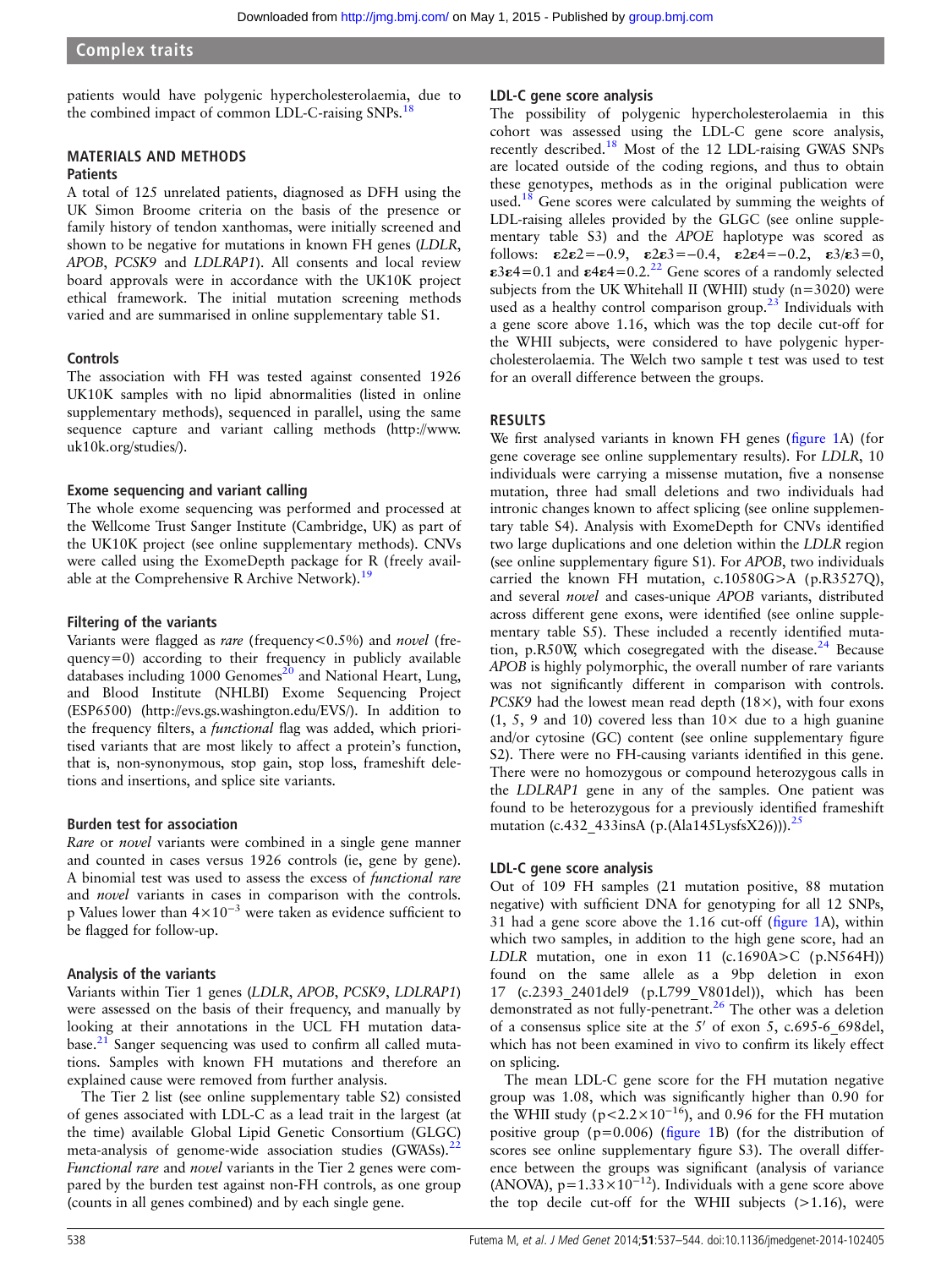patients would have polygenic hypercholesterolaemia, due to the combined impact of common LDL-C-raising SNPs.[18]

## MATERIALS AND METHODS

### Patients

A total of 125 unrelated patients, diagnosed as DFH using the UK Simon Broome criteria on the basis of the presence or family history of tendon xanthomas, were initially screened and shown to be negative for mutations in known FH genes (*LDLR*, *APOB*, *PCSK9* and *LDLRAP1*). All consents and local review board approvals were in accordance with the UK10K project ethical framework. The initial mutation screening methods varied and are summarised in online supplementary table S1.

### Controls

The association with FH was tested against consented 1926 UK10K samples with no lipid abnormalities (listed in online supplementary methods), sequenced in parallel, using the same sequence capture and variant calling methods (http://www.uk10k.org/studies/).

### Exome sequencing and variant calling

The whole exome sequencing was performed and processed at the Wellcome Trust Sanger Institute (Cambridge, UK) as part of the UK10K project (see online supplementary methods). CNVs were called using the ExomeDepth package for R (freely available at the Comprehensive R Archive Network).[19]

### Filtering of the variants

Variants were flagged as *rare* (frequency<0.5%) and *novel* (frequency=0) according to their frequency in publicly available databases including 1000 Genomes[20] and National Heart, Lung, and Blood Institute (NHLBI) Exome Sequencing Project (ESP6500) (http://evs.gs.washington.edu/EVS/). In addition to the frequency filters, a *functional* flag was added, which prioritised variants that are most likely to affect a protein's function, that is, non-synonymous, stop gain, stop loss, frameshift deletions and insertions, and splice site variants.

### Burden test for association

*Rare* or *novel* variants were combined in a single gene manner and counted in cases versus 1926 controls (ie, gene by gene). A binomial test was used to assess the excess of *functional rare* and *novel* variants in cases in comparison with the controls. p Values lower than $4\times10^{-3}$ were taken as evidence sufficient to be flagged for follow-up.

### Analysis of the variants

Variants within Tier 1 genes (*LDLR*, *APOB*, *PCSK9*, *LDLRAP1*) were assessed on the basis of their frequency, and manually by looking at their annotations in the UCL FH mutation database.[21] Sanger sequencing was used to confirm all called mutations. Samples with known FH mutations and therefore an explained cause were removed from further analysis.

The Tier 2 list (see online supplementary table S2) consisted of genes associated with LDL-C as a lead trait in the largest (at the time) available Global Lipid Genetic Consortium (GLGC) meta-analysis of genome-wide association studies (GWASs).[22] *Functional rare* and *novel* variants in the Tier 2 genes were compared by the burden test against non-FH controls, as one group (counts in all genes combined) and by each single gene.

### LDL-C gene score analysis

The possibility of polygenic hypercholesterolaemia in this cohort was assessed using the LDL-C gene score analysis, recently described.[18] Most of the 12 LDL-raising GWAS SNPs are located outside of the coding regions, and thus to obtain these genotypes, methods as in the original publication were used.[18] Gene scores were calculated by summing the weights of LDL-raising alleles provided by the GLGC (see online supplementary table S3) and the *APOE* haplotype was scored as follows: $\varepsilon2\varepsilon2=-0.9$, $\varepsilon2\varepsilon3=-0.4$, $\varepsilon2\varepsilon4=-0.2$, $\varepsilon3/\varepsilon3=0$, $\varepsilon3\varepsilon4=0.1$ and $\varepsilon4\varepsilon4=0.2$.[22] Gene scores of a randomly selected subjects from the UK Whitehall II (WHII) study (n=3020) were used as a healthy control comparison group.[23] Individuals with a gene score above 1.16, which was the top decile cut-off for the WHII subjects, were considered to have polygenic hypercholesterolaemia. The Welch two sample t test was used to test for an overall difference between the groups.

## RESULTS

We first analysed variants in known FH genes (figure 1A) (for gene coverage see online supplementary results). For *LDLR*, 10 individuals were carrying a missense mutation, five a nonsense mutation, three had small deletions and two individuals had intronic changes known to affect splicing (see online supplementary table S4). Analysis with ExomeDepth for CNVs identified two large duplications and one deletion within the *LDLR* region (see online supplementary figure S1). For *APOB*, two individuals carried the known FH mutation, c.10580G>A (p.R3527Q), and several *novel* and cases-unique *APOB* variants, distributed across different gene exons, were identified (see online supplementary table S5). These included a recently identified mutation, p.R50W, which cosegregated with the disease.[24] Because *APOB* is highly polymorphic, the overall number of rare variants was not significantly different in comparison with controls. *PCSK9* had the lowest mean read depth (18×), with four exons (1, 5, 9 and 10) covered less than 10× due to a high guanine and/or cytosine (GC) content (see online supplementary figure S2). There were no FH-causing variants identified in this gene. There were no homozygous or compound heterozygous calls in the *LDLRAP1* gene in any of the samples. One patient was found to be heterozygous for a previously identified frameshift mutation (c.432_433insA (p.(Ala145LysfsX26))).[25]

### LDL-C gene score analysis

Out of 109 FH samples (21 mutation positive, 88 mutation negative) with sufficient DNA for genotyping for all 12 SNPs, 31 had a gene score above the 1.16 cut-off (figure 1A), within which two samples, in addition to the high gene score, had an *LDLR* mutation, one in exon 11 (c.1690A>C (p.N564H)) found on the same allele as a 9bp deletion in exon 17 (c.2393_2401del9 (p.L799_V801del)), which has been demonstrated as not fully-penetrant.[26] The other was a deletion of a consensus splice site at the 5′ of exon 5, c.695-6_698del, which has not been examined in vivo to confirm its likely effect on splicing.

The mean LDL-C gene score for the FH mutation negative group was 1.08, which was significantly higher than 0.90 for the WHII study ($p<2.2\times10^{-16}$), and 0.96 for the FH mutation positive group (p=0.006) (figure 1B) (for the distribution of scores see online supplementary figure S3). The overall difference between the groups was significant (analysis of variance (ANOVA), $p=1.33\times10^{-12}$). Individuals with a gene score above the top decile cut-off for the WHII subjects (>1.16), were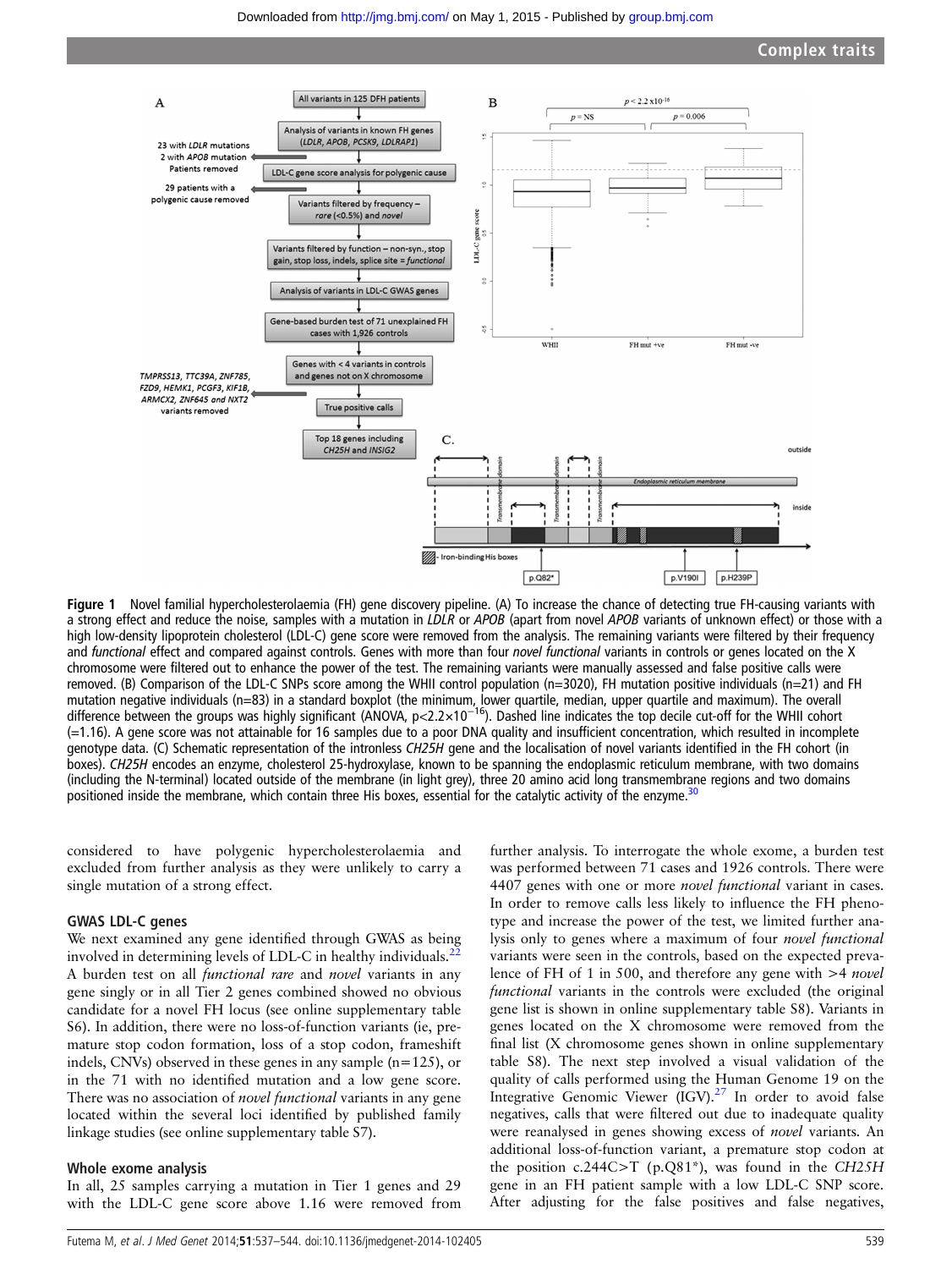**Figure 1** Novel familial hypercholesterolaemia (FH) gene discovery pipeline. (A) To increase the chance of detecting true FH-causing variants with a strong effect and reduce the noise, samples with a mutation in *LDLR* or *APOB* (apart from novel *APOB* variants of unknown effect) or those with a high low-density lipoprotein cholesterol (LDL-C) gene score were removed from the analysis. The remaining variants were filtered by their frequency and *functional* effect and compared against controls. Genes with more than four *novel functional* variants in controls or genes located on the X chromosome were filtered out to enhance the power of the test. The remaining variants were manually assessed and false positive calls were removed. (B) Comparison of the LDL-C SNPs score among the WHII control population (n=3020), FH mutation positive individuals (n=21) and FH mutation negative individuals (n=83) in a standard boxplot (the minimum, lower quartile, median, upper quartile and maximum). The overall difference between the groups was highly significant (ANOVA, $p<2.2\times10^{-16}$). Dashed line indicates the top decile cut-off for the WHII cohort (=1.16). A gene score was not attainable for 16 samples due to a poor DNA quality and insufficient concentration, which resulted in incomplete genotype data. (C) Schematic representation of the intronless *CH25H* gene and the localisation of novel variants identified in the FH cohort (in boxes). *CH25H* encodes an enzyme, cholesterol 25-hydroxylase, known to be spanning the endoplasmic reticulum membrane, with two domains (including the N-terminal) located outside of the membrane (in light grey), three 20 amino acid long transmembrane regions and two domains positioned inside the membrane, which contain three His boxes, essential for the catalytic activity of the enzyme.[30]

considered to have polygenic hypercholesterolaemia and excluded from further analysis as they were unlikely to carry a single mutation of a strong effect.

### GWAS LDL-C genes

We next examined any gene identified through GWAS as being involved in determining levels of LDL-C in healthy individuals.[22] A burden test on all *functional rare* and *novel* variants in any gene singly or in all Tier 2 genes combined showed no obvious candidate for a novel FH locus (see online supplementary table S6). In addition, there were no loss-of-function variants (ie, premature stop codon formation, loss of a stop codon, frameshift indels, CNVs) observed in these genes in any sample (n=125), or in the 71 with no identified mutation and a low gene score. There was no association of *novel functional* variants in any gene located within the several loci identified by published family linkage studies (see online supplementary table S7).

### Whole exome analysis

In all, 25 samples carrying a mutation in Tier 1 genes and 29 with the LDL-C gene score above 1.16 were removed from further analysis. To interrogate the whole exome, a burden test was performed between 71 cases and 1926 controls. There were 4407 genes with one or more *novel functional* variant in cases. In order to remove calls less likely to influence the FH phenotype and increase the power of the test, we limited further analysis only to genes where a maximum of four *novel functional* variants were seen in the controls, based on the expected prevalence of FH of 1 in 500, and therefore any gene with >4 *novel functional* variants in the controls were excluded (the original gene list is shown in online supplementary table S8). Variants in genes located on the X chromosome were removed from the final list (X chromosome genes shown in online supplementary table S8). The next step involved a visual validation of the quality of calls performed using the Human Genome 19 on the Integrative Genomic Viewer (IGV).[27] In order to avoid false negatives, calls that were filtered out due to inadequate quality were reanalysed in genes showing excess of *novel* variants. An additional loss-of-function variant, a premature stop codon at the position c.244C>T (p.Q81*), was found in the *CH25H* gene in an FH patient sample with a low LDL-C SNP score. After adjusting for the false positives and false negatives,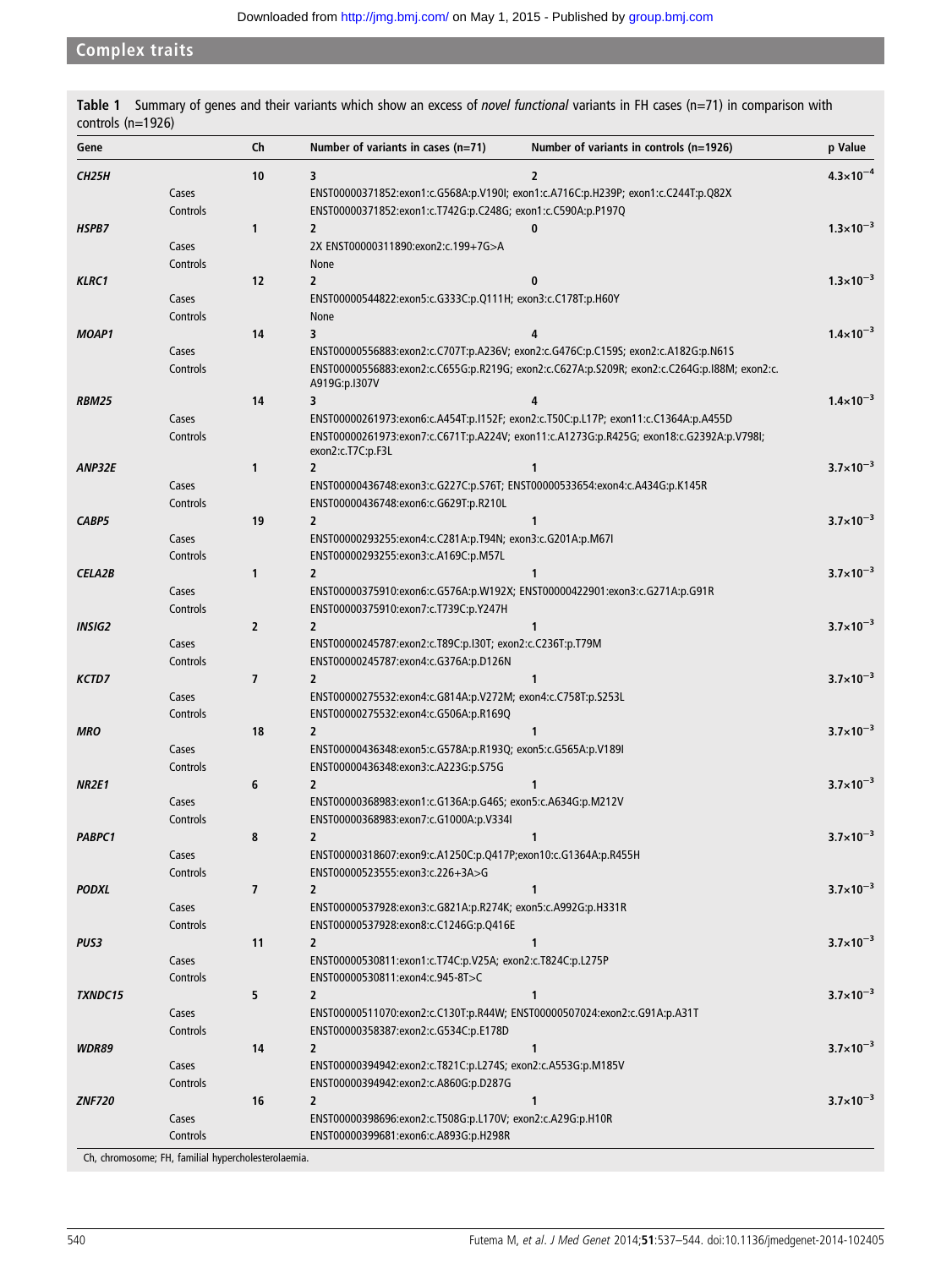**Table 1** Summary of genes and their variants which show an excess of *novel functional* variants in FH cases (n=71) in comparison with controls (n=1926)

| Gene | | Ch | Number of variants in cases (n=71) | Number of variants in controls (n=1926) | p Value |
|---|---|---|---|---|---|
| ***CH25H*** | | 10 | 3 | 2 | $4.3\times10^{-4}$ |
| | Cases | | ENST00000371852:exon1:c.G568A:p.V190I; exon1:c.A716C:p.H239P; exon1:c.C244T:p.Q82X | | |
| | Controls | | ENST00000371852:exon1:c.T742G:p.C248G; exon1:c.C590A:p.P197Q | | |
| ***HSPB7*** | | 1 | 2 | 0 | $1.3\times10^{-3}$ |
| | Cases | | 2X ENST00000311890:exon2:c.199+7G>A | | |
| | Controls | | None | | |
| ***KLRC1*** | | 12 | 2 | 0 | $1.3\times10^{-3}$ |
| | Cases | | ENST00000544822:exon5:c.G333C:p.Q111H; exon3:c.C178T:p.H60Y | | |
| | Controls | | None | | |
| ***MOAP1*** | | 14 | 3 | 4 | $1.4\times10^{-3}$ |
| | Cases | | ENST00000556883:exon2:c.C707T:p.A236V; exon2:c.G476C:p.C159S; exon2:c.A182G:p.N61S | | |
| | Controls | | ENST00000556883:exon2:c.C655G:p.R219G; exon2:c.C627A:p.S209R; exon2:c.C264G:p.I88M; exon2:c.A919G:p.I307V | | |
| ***RBM25*** | | 14 | 3 | 4 | $1.4\times10^{-3}$ |
| | Cases | | ENST00000261973:exon6:c.A454T:p.I152F; exon2:c.T50C:p.L17P; exon11:c.C1364A:p.A455D | | |
| | Controls | | ENST00000261973:exon7:c.C671T:p.A224V; exon11:c.A1273G:p.R425G; exon18:c.G2392A:p.V798I; exon2:c.T7C:p.F3L | | |
| ***ANP32E*** | | 1 | 2 | 1 | $3.7\times10^{-3}$ |
| | Cases | | ENST00000436748:exon3:c.G227C:p.S76T; ENST00000533654:exon4:c.A434G:p.K145R | | |
| | Controls | | ENST00000436748:exon6:c.G629T:p.R210L | | |
| ***CABP5*** | | 19 | 2 | 1 | $3.7\times10^{-3}$ |
| | Cases | | ENST00000293255:exon4:c.C281A:p.T94N; exon3:c.G201A:p.M67I | | |
| | Controls | | ENST00000293255:exon3:c.A169C:p.M57L | | |
| ***CELA2B*** | | 1 | 2 | 1 | $3.7\times10^{-3}$ |
| | Cases | | ENST00000375910:exon6:c.G576A:p.W192X; ENST00000422901:exon3:c.G271A:p.G91R | | |
| | Controls | | ENST00000375910:exon7:c.T739C:p.Y247H | | |
| ***INSIG2*** | | 2 | 2 | 1 | $3.7\times10^{-3}$ |
| | Cases | | ENST00000245787:exon2:c.T89C:p.I30T; exon2:c.C236T:p.T79M | | |
| | Controls | | ENST00000245787:exon4:c.G376A:p.D126N | | |
| ***KCTD7*** | | 7 | 2 | 1 | $3.7\times10^{-3}$ |
| | Cases | | ENST00000275532:exon4:c.G814A:p.V272M; exon4:c.C758T:p.S253L | | |
| | Controls | | ENST00000275532:exon4:c.G506A:p.R169Q | | |
| ***MRO*** | | 18 | 2 | 1 | $3.7\times10^{-3}$ |
| | Cases | | ENST00000436348:exon5:c.G578A:p.R193Q; exon5:c.G565A:p.V189I | | |
| | Controls | | ENST00000436348:exon3:c.A223G:p.S75G | | |
| ***NR2E1*** | | 6 | 2 | 1 | $3.7\times10^{-3}$ |
| | Cases | | ENST00000368983:exon1:c.G136A:p.G46S; exon5:c.A634G:p.M212V | | |
| | Controls | | ENST00000368983:exon7:c.G1000A:p.V334I | | |
| ***PABPC1*** | | 8 | 2 | 1 | $3.7\times10^{-3}$ |
| | Cases | | ENST00000318607:exon9:c.A1250C:p.Q417P;exon10:c.G1364A:p.R455H | | |
| | Controls | | ENST00000523555:exon3:c.226+3A>G | | |
| ***PODXL*** | | 7 | 2 | 1 | $3.7\times10^{-3}$ |
| | Cases | | ENST00000537928:exon3:c.G821A:p.R274K; exon5:c.A992G:p.H331R | | |
| | Controls | | ENST00000537928:exon8:c.C1246G:p.Q416E | | |
| ***PUS3*** | | 11 | 2 | 1 | $3.7\times10^{-3}$ |
| | Cases | | ENST00000530811:exon1:c.T74C:p.V25A; exon2:c.T824C:p.L275P | | |
| | Controls | | ENST00000530811:exon4:c.945-8T>C | | |
| ***TXNDC15*** | | 5 | 2 | 1 | $3.7\times10^{-3}$ |
| | Cases | | ENST00000511070:exon2:c.C130T:p.R44W; ENST00000507024:exon2:c.G91A:p.A31T | | |
| | Controls | | ENST00000358387:exon2:c.G534C:p.E178D | | |
| ***WDR89*** | | 14 | 2 | 1 | $3.7\times10^{-3}$ |
| | Cases | | ENST00000394942:exon2:c.T821C:p.L274S; exon2:c.A553G:p.M185V | | |
| | Controls | | ENST00000394942:exon2:c.A860G:p.D287G | | |
| ***ZNF720*** | | 16 | 2 | 1 | $3.7\times10^{-3}$ |
| | Cases | | ENST00000398696:exon2:c.T508G:p.L170V; exon2:c.A29G:p.H10R | | |
| | Controls | | ENST00000399681:exon6:c.A893G:p.H298R | | |

Ch, chromosome; FH, familial hypercholesterolaemia.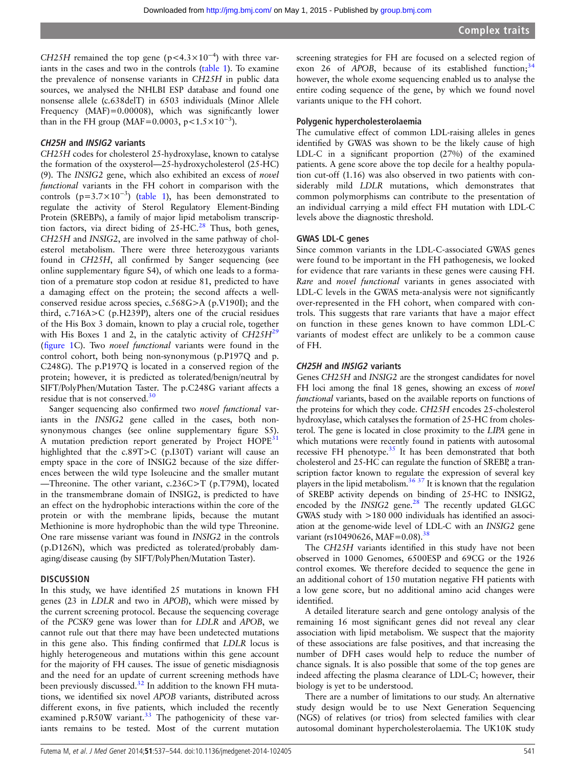*CH25H* remained the top gene ($p<4.3\times10^{-4}$) with three variants in the cases and two in the controls (table 1). To examine the prevalence of nonsense variants in *CH25H* in public data sources, we analysed the NHLBI ESP database and found one nonsense allele (c.638delT) in 6503 individuals (Minor Allele Frequency (MAF)=0.00008), which was significantly lower than in the FH group (MAF=0.0003, $p<1.5\times10^{-3}$).

### *CH25H* and *INSIG2* variants

*CH25H* codes for cholesterol 25-hydroxylase, known to catalyse the formation of the oxysterol—25-hydroxycholesterol (25-HC) (9). The *INSIG2* gene, which also exhibited an excess of *novel functional* variants in the FH cohort in comparison with the controls ($p=3.7\times10^{-3}$) (table 1), has been demonstrated to regulate the activity of Sterol Regulatory Element-Binding Protein (SREBPs), a family of major lipid metabolism transcription factors, via direct biding of 25-HC.[28] Thus, both genes, *CH25H* and *INSIG2*, are involved in the same pathway of cholesterol metabolism. There were three heterozygous variants found in *CH25H*, all confirmed by Sanger sequencing (see online supplementary figure S4), of which one leads to a formation of a premature stop codon at residue 81, predicted to have a damaging effect on the protein; the second affects a well-conserved residue across species, c.568G>A (p.V190I); and the third, c.716A>C (p.H239P), alters one of the crucial residues of the His Box 3 domain, known to play a crucial role, together with His Boxes 1 and 2, in the catalytic activity of *CH25H*[29] (figure 1C). Two *novel functional* variants were found in the control cohort, both being non-synonymous (p.P197Q and p.C248G). The p.P197Q is located in a conserved region of the protein; however, it is predicted as tolerated/benign/neutral by SIFT/PolyPhen/Mutation Taster. The p.C248G variant affects a residue that is not conserved.[30]

Sanger sequencing also confirmed two *novel functional* variants in the *INSIG2* gene called in the cases, both nonsynonymous changes (see online supplementary figure S5). A mutation prediction report generated by Project HOPE[31] highlighted that the c.89T>C (p.I30T) variant will cause an empty space in the core of INSIG2 because of the size differences between the wild type Isoleucine and the smaller mutant —Threonine. The other variant, c.236C>T (p.T79M), located in the transmembrane domain of INSIG2, is predicted to have an effect on the hydrophobic interactions within the core of the protein or with the membrane lipids, because the mutant Methionine is more hydrophobic than the wild type Threonine. One rare missense variant was found in *INSIG2* in the controls (p.D126N), which was predicted as tolerated/probably damaging/disease causing (by SIFT/PolyPhen/Mutation Taster).

## DISCUSSION

In this study, we have identified 25 mutations in known FH genes (23 in *LDLR* and two in *APOB*), which were missed by the current screening protocol. Because the sequencing coverage of the *PCSK9* gene was lower than for *LDLR* and *APOB*, we cannot rule out that there may have been undetected mutations in this gene also. This finding confirmed that *LDLR* locus is highly heterogeneous and mutations within this gene account for the majority of FH causes. The issue of genetic misdiagnosis and the need for an update of current screening methods have been previously discussed.[32] In addition to the known FH mutations, we identified six novel *APOB* variants, distributed across different exons, in five patients, which included the recently examined p.R50W variant.[33] The pathogenicity of these variants remains to be tested. Most of the current mutation screening strategies for FH are focused on a selected region of exon 26 of *APOB*, because of its established function;[34] however, the whole exome sequencing enabled us to analyse the entire coding sequence of the gene, by which we found novel variants unique to the FH cohort.

### Polygenic hypercholesterolaemia

The cumulative effect of common LDL-raising alleles in genes identified by GWAS was shown to be the likely cause of high LDL-C in a significant proportion (27%) of the examined patients. A gene score above the top decile for a healthy population cut-off (1.16) was also observed in two patients with considerably mild *LDLR* mutations, which demonstrates that common polymorphisms can contribute to the presentation of an individual carrying a mild effect FH mutation with LDL-C levels above the diagnostic threshold.

### GWAS LDL-C genes

Since common variants in the LDL-C-associated GWAS genes were found to be important in the FH pathogenesis, we looked for evidence that rare variants in these genes were causing FH. *Rare* and *novel functional* variants in genes associated with LDL-C levels in the GWAS meta-analysis were not significantly over-represented in the FH cohort, when compared with controls. This suggests that rare variants that have a major effect on function in these genes known to have common LDL-C variants of modest effect are unlikely to be a common cause of FH.

### *CH25H* and *INSIG2* variants

Genes *CH25H* and *INSIG2* are the strongest candidates for novel FH loci among the final 18 genes, showing an excess of *novel functional* variants, based on the available reports on functions of the proteins for which they code. *CH25H* encodes 25-cholesterol hydroxylase, which catalyses the formation of 25-HC from cholesterol. The gene is located in close proximity to the *LIPA* gene in which mutations were recently found in patients with autosomal recessive FH phenotype.[35] It has been demonstrated that both cholesterol and 25-HC can regulate the function of SREBP, a transcription factor known to regulate the expression of several key players in the lipid metabolism.[36 37] It is known that the regulation of SREBP activity depends on binding of 25-HC to INSIG2, encoded by the *INSIG2* gene.[28] The recently updated GLGC GWAS study with >180 000 individuals has identified an association at the genome-wide level of LDL-C with an *INSIG2* gene variant (rs10490626, MAF=0.08).[38]

The *CH25H* variants identified in this study have not been observed in 1000 Genomes, 6500ESP and 69CG or the 1926 control exomes. We therefore decided to sequence the gene in an additional cohort of 150 mutation negative FH patients with a low gene score, but no additional amino acid changes were identified.

A detailed literature search and gene ontology analysis of the remaining 16 most significant genes did not reveal any clear association with lipid metabolism. We suspect that the majority of these associations are false positives, and that increasing the number of DFH cases would help to reduce the number of chance signals. It is also possible that some of the top genes are indeed affecting the plasma clearance of LDL-C; however, their biology is yet to be understood.

There are a number of limitations to our study. An alternative study design would be to use Next Generation Sequencing (NGS) of relatives (or trios) from selected families with clear autosomal dominant hypercholesterolaemia. The UK10K study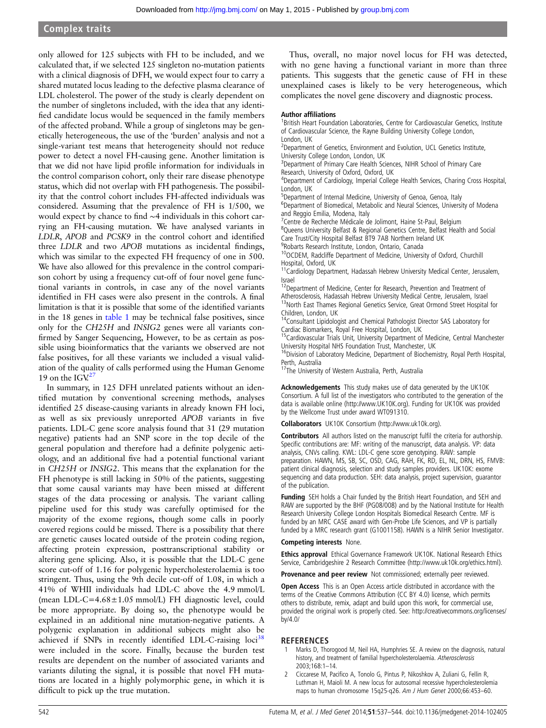only allowed for 125 subjects with FH to be included, and we calculated that, if we selected 125 singleton no-mutation patients with a clinical diagnosis of DFH, we would expect four to carry a shared mutated locus leading to the defective plasma clearance of LDL cholesterol. The power of the study is clearly dependent on the number of singletons included, with the idea that any identified candidate locus would be sequenced in the family members of the affected proband. While a group of singletons may be genetically heterogeneous, the use of the 'burden' analysis and not a single-variant test means that heterogeneity should not reduce power to detect a novel FH-causing gene. Another limitation is that we did not have lipid profile information for individuals in the control comparison cohort, only their rare disease phenotype status, which did not overlap with FH pathogenesis. The possibility that the control cohort includes FH-affected individuals was considered. Assuming that the prevalence of FH is 1/500, we would expect by chance to find ~4 individuals in this cohort carrying an FH-causing mutation. We have analysed variants in *LDLR*, *APOB* and *PCSK9* in the control cohort and identified three *LDLR* and two *APOB* mutations as incidental findings, which was similar to the expected FH frequency of one in 500. We have also allowed for this prevalence in the control comparison cohort by using a frequency cut-off of four novel gene functional variants in controls, in case any of the novel variants identified in FH cases were also present in the controls. A final limitation is that it is possible that some of the identified variants in the 18 genes in table 1 may be technical false positives, since only for the *CH25H* and *INSIG2* genes were all variants confirmed by Sanger Sequencing, However, to be as certain as possible using bioinformatics that the variants we observed are not false positives, for all these variants we included a visual validation of the quality of calls performed using the Human Genome 19 on the IGV.[27]

In summary, in 125 DFH unrelated patients without an identified mutation by conventional screening methods, analyses identified 25 disease-causing variants in already known FH loci, as well as six previously unreported *APOB* variants in five patients. LDL-C gene score analysis found that 31 (29 mutation negative) patients had an SNP score in the top decile of the general population and therefore had a definite polygenic aetiology, and an additional five had a potential functional variant in *CH25H* or *INSIG2*. This means that the explanation for the FH phenotype is still lacking in 50% of the patients, suggesting that some causal variants may have been missed at different stages of the data processing or analysis. The variant calling pipeline used for this study was carefully optimised for the majority of the exome regions, though some calls in poorly covered regions could be missed. There is a possibility that there are genetic causes located outside of the protein coding region, affecting protein expression, posttranscriptional stability or altering gene splicing. Also, it is possible that the LDL-C gene score cut-off of 1.16 for polygenic hypercholesterolaemia is too stringent. Thus, using the 9th decile cut-off of 1.08, in which a 41% of WHII individuals had LDL-C above the 4.9 mmol/L (mean LDL-C=4.68±1.05 mmol/L) FH diagnostic level, could be more appropriate. By doing so, the phenotype would be explained in an additional nine mutation-negative patients. A polygenic explanation in additional subjects might also be achieved if SNPs in recently identified LDL-C-raising loci[38] were included in the score. Finally, because the burden test results are dependent on the number of associated variants and variants diluting the signal, it is possible that novel FH mutations are located in a highly polymorphic gene, in which it is difficult to pick up the true mutation.

Thus, overall, no major novel locus for FH was detected, with no gene having a functional variant in more than three patients. This suggests that the genetic cause of FH in these unexplained cases is likely to be very heterogeneous, which complicates the novel gene discovery and diagnostic process.

**Author affiliations**

[1]British Heart Foundation Laboratories, Centre for Cardiovascular Genetics, Institute of Cardiovascular Science, the Rayne Building University College London, London, UK
[2]Department of Genetics, Environment and Evolution, UCL Genetics Institute, University College London, London, UK
[3]Department of Primary Care Health Sciences, NIHR School of Primary Care Research, University of Oxford, Oxford, UK
[4]Department of Cardiology, Imperial College Health Services, Charing Cross Hospital, London, UK
[5]Department of Internal Medicine, University of Genoa, Genoa, Italy
[6]Department of Biomedical, Metabolic and Neural Sciences, University of Modena and Reggio Emilia, Modena, Italy
[7]Centre de Recherche Médicale de Jolimont, Haine St-Paul, Belgium
[8]Queens University Belfast & Regional Genetics Centre, Belfast Health and Social Care Trust/City Hospital Belfast BT9 7AB Northern Ireland UK
[9]Robarts Research Institute, London, Ontario, Canada
[10]OCDEM, Radcliffe Department of Medicine, University of Oxford, Churchill Hospital, Oxford, UK
[11]Cardiology Department, Hadassah Hebrew University Medical Center, Jerusalem, Israel
[12]Department of Medicine, Center for Research, Prevention and Treatment of Atherosclerosis, Hadassah Hebrew University Medical Centre, Jerusalem, Israel
[13]North East Thames Regional Genetics Service, Great Ormond Street Hospital for Children, London, UK
[14]Consultant Lipidologist and Chemical Pathologist Director SAS Laboratory for Cardiac Biomarkers, Royal Free Hospital, London, UK
[15]Cardiovascular Trials Unit, University Department of Medicine, Central Manchester University Hospital NHS Foundation Trust, Manchester, UK
[16]Division of Laboratory Medicine, Department of Biochemistry, Royal Perth Hospital, Perth, Australia
[17]The University of Western Australia, Perth, Australia

**Acknowledgements** This study makes use of data generated by the UK10K Consortium. A full list of the investigators who contributed to the generation of the data is available online (http://www.UK10K.org). Funding for UK10K was provided by the Wellcome Trust under award WT091310.

**Collaborators** UK10K Consortium (http://www.uk10k.org).

**Contributors** All authors listed on the manuscript fulfil the criteria for authorship. Specific contributions are: MF: writing of the manuscript, data analysis. VP: data analysis, CNVs calling. KWL: LDL-C gene score genotyping. RAW: sample preparation. HAWN, MS, SB, SC, OSD, CAG, RAH, FK, RD, EL, NL, DRN, HS, FMVB: patient clinical diagnosis, selection and study samples providers. UK10K: exome sequencing and data production. SEH: data analysis, project supervision, guarantor of the publication.

**Funding** SEH holds a Chair funded by the British Heart Foundation, and SEH and RAW are supported by the BHF (PG08/008) and by the National Institute for Health Research University College London Hospitals Biomedical Research Centre. MF is funded by an MRC CASE award with Gen-Probe Life Sciences, and VP is partially funded by a MRC research grant (G1001158). HAWN is a NIHR Senior Investigator.

**Competing interests** None.

**Ethics approval** Ethical Governance Framework UK10K. National Research Ethics Service, Cambridgeshire 2 Research Committee (http://www.uk10k.org/ethics.html).

**Provenance and peer review** Not commissioned; externally peer reviewed.

**Open Access** This is an Open Access article distributed in accordance with the terms of the Creative Commons Attribution (CC BY 4.0) license, which permits others to distribute, remix, adapt and build upon this work, for commercial use, provided the original work is properly cited. See: http://creativecommons.org/licenses/by/4.0/

## REFERENCES

1. Marks D, Thorogood M, Neil HA, Humphries SE. A review on the diagnosis, natural history, and treatment of familial hypercholesterolaemia. *Atherosclerosis* 2003;168:1–14.
2. Ciccarese M, Pacifico A, Tonolo G, Pintus P, Nikoshkov A, Zuliani G, Fellin R, Luthman H, Maioli M. A new locus for autosomal recessive hypercholesterolemia maps to human chromosome 15q25-q26. *Am J Hum Genet* 2000;66:453–60.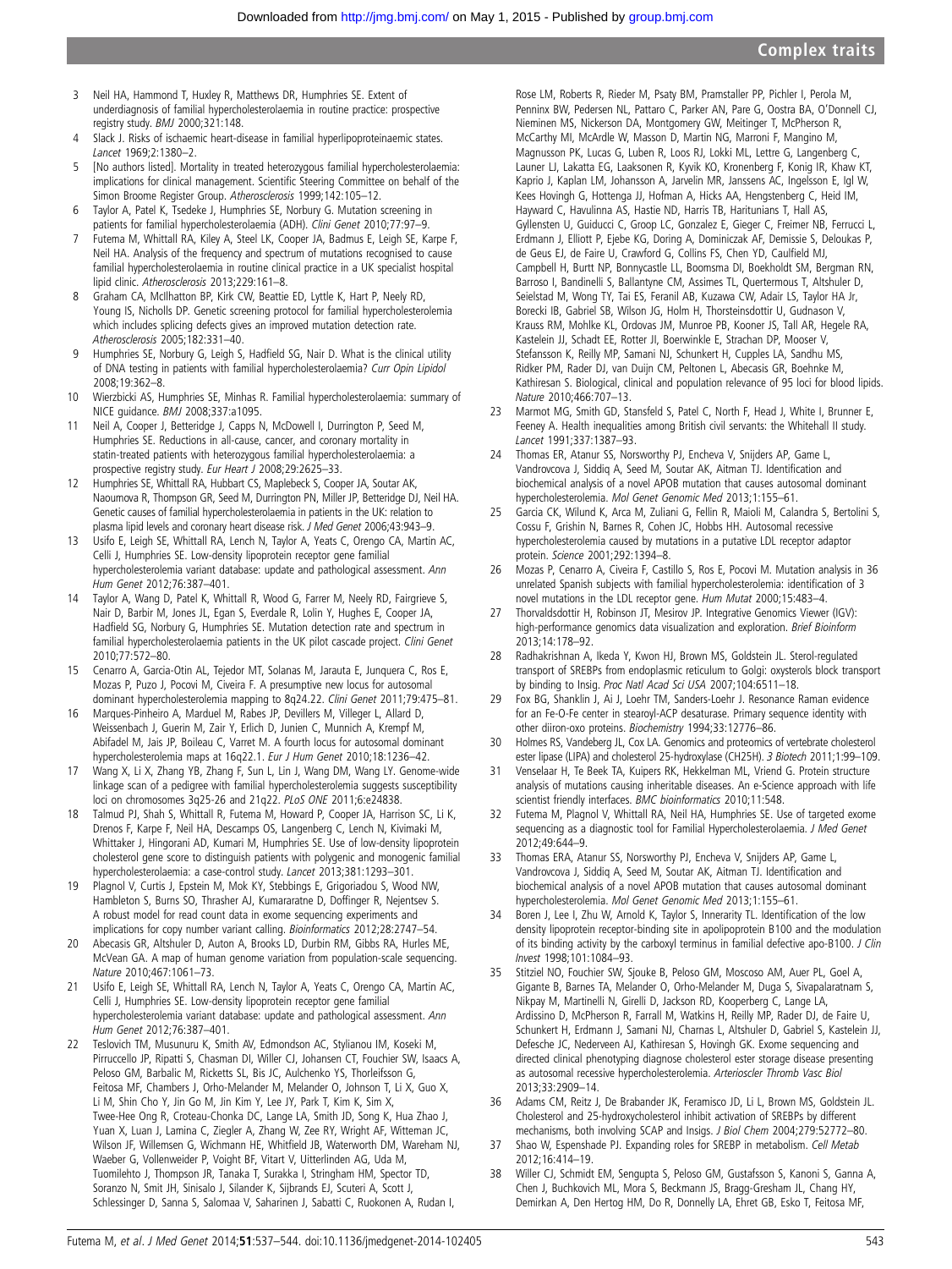3 Neil HA, Hammond T, Huxley R, Matthews DR, Humphries SE. Extent of underdiagnosis of familial hypercholesterolaemia in routine practice: prospective registry study. *BMJ* 2000;321:148.

4 Slack J. Risks of ischaemic heart-disease in familial hyperlipoproteinaemic states. *Lancet* 1969;2:1380–2.

5 [No authors listed]. Mortality in treated heterozygous familial hypercholesterolaemia: implications for clinical management. Scientific Steering Committee on behalf of the Simon Broome Register Group. *Atherosclerosis* 1999;142:105–12.

6 Taylor A, Patel K, Tsedeke J, Humphries SE, Norbury G. Mutation screening in patients for familial hypercholesterolaemia (ADH). *Clini Genet* 2010;77:97–9.

7 Futema M, Whittall RA, Kiley A, Steel LK, Cooper JA, Badmus E, Leigh SE, Karpe F, Neil HA. Analysis of the frequency and spectrum of mutations recognised to cause familial hypercholesterolaemia in routine clinical practice in a UK specialist hospital lipid clinic. *Atherosclerosis* 2013;229:161–8.

8 Graham CA, McIlhatton BP, Kirk CW, Beattie ED, Lyttle K, Hart P, Neely RD, Young IS, Nicholls DP. Genetic screening protocol for familial hypercholesterolemia which includes splicing defects gives an improved mutation detection rate. *Atherosclerosis* 2005;182:331–40.

9 Humphries SE, Norbury G, Leigh S, Hadfield SG, Nair D. What is the clinical utility of DNA testing in patients with familial hypercholesterolaemia? *Curr Opin Lipidol* 2008;19:362–8.

10 Wierzbicki AS, Humphries SE, Minhas R. Familial hypercholesterolaemia: summary of NICE guidance. *BMJ* 2008;337:a1095.

11 Neil A, Cooper J, Betteridge J, Capps N, McDowell I, Durrington P, Seed M, Humphries SE. Reductions in all-cause, cancer, and coronary mortality in statin-treated patients with heterozygous familial hypercholesterolaemia: a prospective registry study. *Eur Heart J* 2008;29:2625–33.

12 Humphries SE, Whittall RA, Hubbart CS, Maplebeck S, Cooper JA, Soutar AK, Naoumova R, Thompson GR, Seed M, Durrington PN, Miller JP, Betteridge DJ, Neil HA. Genetic causes of familial hypercholesterolaemia in patients in the UK: relation to plasma lipid levels and coronary heart disease risk. *J Med Genet* 2006;43:943–9.

13 Usifo E, Leigh SE, Whittall RA, Lench N, Taylor A, Yeats C, Orengo CA, Martin AC, Celli J, Humphries SE. Low-density lipoprotein receptor gene familial hypercholesterolemia variant database: update and pathological assessment. *Ann Hum Genet* 2012;76:387–401.

14 Taylor A, Wang D, Patel K, Whittall R, Wood G, Farrer M, Neely RD, Fairgrieve S, Nair D, Barbir M, Jones JL, Egan S, Everdale R, Lolin Y, Hughes E, Cooper JA, Hadfield SG, Norbury G, Humphries SE. Mutation detection rate and spectrum in familial hypercholesterolaemia patients in the UK pilot cascade project. *Clini Genet* 2010;77:572–80.

15 Cenarro A, Garcia-Otin AL, Tejedor MT, Solanas M, Jarauta E, Junquera C, Ros E, Mozas P, Puzo J, Pocovi M, Civeira F. A presumptive new locus for autosomal dominant hypercholesterolemia mapping to 8q24.22. *Clini Genet* 2011;79:475–81.

16 Marques-Pinheiro A, Marduel M, Rabes JP, Devillers M, Villeger L, Allard D, Weissenbach J, Guerin M, Zair Y, Erlich D, Junien C, Munnich A, Krempf M, Abifadel M, Jais JP, Boileau C, Varret M. A fourth locus for autosomal dominant hypercholesterolemia maps at 16q22.1. *Eur J Hum Genet* 2010;18:1236–42.

17 Wang X, Li X, Zhang YB, Zhang F, Sun L, Lin J, Wang DM, Wang LY. Genome-wide linkage scan of a pedigree with familial hypercholesterolemia suggests susceptibility loci on chromosomes 3q25-26 and 21q22. *PLoS ONE* 2011;6:e24838.

18 Talmud PJ, Shah S, Whittall R, Futema M, Howard P, Cooper JA, Harrison SC, Li K, Drenos F, Karpe F, Neil HA, Descamps OS, Langenberg C, Lench N, Kivimaki M, Whittaker J, Hingorani AD, Kumari M, Humphries SE. Use of low-density lipoprotein cholesterol gene score to distinguish patients with polygenic and monogenic familial hypercholesterolaemia: a case-control study. *Lancet* 2013;381:1293–301.

19 Plagnol V, Curtis J, Epstein M, Mok KY, Stebbings E, Grigoriadou S, Wood NW, Hambleton S, Burns SO, Thrasher AJ, Kumararatne D, Doffinger R, Nejentsev S. A robust model for read count data in exome sequencing experiments and implications for copy number variant calling. *Bioinformatics* 2012;28:2747–54.

20 Abecasis GR, Altshuler D, Auton A, Brooks LD, Durbin RM, Gibbs RA, Hurles ME, McVean GA. A map of human genome variation from population-scale sequencing. *Nature* 2010;467:1061–73.

21 Usifo E, Leigh SE, Whittall RA, Lench N, Taylor A, Yeats C, Orengo CA, Martin AC, Celli J, Humphries SE. Low-density lipoprotein receptor gene familial hypercholesterolemia variant database: update and pathological assessment. *Ann Hum Genet* 2012;76:387–401.

22 Teslovich TM, Musunuru K, Smith AV, Edmondson AC, Stylianou IM, Koseki M, Pirruccello JP, Ripatti S, Chasman DI, Willer CJ, Johansen CT, Fouchier SW, Isaacs A, Peloso GM, Barbalic M, Ricketts SL, Bis JC, Aulchenko YS, Thorleifsson G, Feitosa MF, Chambers J, Orho-Melander M, Melander O, Johnson T, Li X, Guo X, Li M, Shin Cho Y, Jin Go M, Jin Kim Y, Lee JY, Park T, Kim K, Sim X, Twee-Hee Ong R, Croteau-Chonka DC, Lange LA, Smith JD, Song K, Hua Zhao J, Yuan X, Luan J, Lamina C, Ziegler A, Zhang W, Zee RY, Wright AF, Witteman JC, Wilson JF, Willemsen G, Wichmann HE, Whitfield JB, Waterworth DM, Wareham NJ, Waeber G, Vollenweider P, Voight BF, Vitart V, Uitterlinden AG, Uda M, Tuomilehto J, Thompson JR, Tanaka T, Surakka I, Stringham HM, Spector TD, Soranzo N, Smit JH, Sinisalo J, Silander K, Sijbrands EJ, Scuteri A, Scott J, Schlessinger D, Sanna S, Salomaa V, Saharinen J, Sabatti C, Ruokonen A, Rudan I, Rose LM, Roberts R, Rieder M, Psaty BM, Pramstaller PP, Pichler I, Perola M, Penninx BW, Pedersen NL, Pattaro C, Parker AN, Pare G, Oostra BA, O'Donnell CJ, Nieminen MS, Nickerson DA, Montgomery GW, Meitinger T, McPherson R, McCarthy MI, McArdle W, Masson D, Martin NG, Marroni F, Mangino M, Magnusson PK, Lucas G, Luben R, Loos RJ, Lokki ML, Lettre G, Langenberg C, Launer LJ, Lakatta EG, Laaksonen R, Kyvik KO, Kronenberg F, Konig IR, Khaw KT, Kaprio J, Kaplan LM, Johansson A, Jarvelin MR, Janssens AC, Ingelsson E, Igl W, Kees Hovingh G, Hottenga JJ, Hofman A, Hicks AA, Hengstenberg C, Heid IM, Hayward C, Havulinna AS, Hastie ND, Harris TB, Haritunians T, Hall AS, Gyllensten U, Guiducci C, Groop LC, Gonzalez E, Gieger C, Freimer NB, Ferrucci L, Erdmann J, Elliott P, Ejebe KG, Doring A, Dominiczak AF, Demissie S, Deloukas P, de Geus EJ, de Faire U, Crawford G, Collins FS, Chen YD, Caulfield MJ, Campbell H, Burtt NP, Bonnycastle LL, Boomsma DI, Boekholdt SM, Bergman RN, Barroso I, Bandinelli S, Ballantyne CM, Assimes TL, Quertermous T, Altshuler D, Seielstad M, Wong TY, Tai ES, Feranil AB, Kuzawa CW, Adair LS, Taylor HA Jr, Borecki IB, Gabriel SB, Wilson JG, Holm H, Thorsteinsdottir U, Gudnason V, Krauss RM, Mohlke KL, Ordovas JM, Munroe PB, Kooner JS, Tall AR, Hegele RA, Kastelein JJ, Schadt EE, Rotter JI, Boerwinkle E, Strachan DP, Mooser V, Stefansson K, Reilly MP, Samani NJ, Schunkert H, Cupples LA, Sandhu MS, Ridker PM, Rader DJ, van Duijn CM, Peltonen L, Abecasis GR, Boehnke M, Kathiresan S. Biological, clinical and population relevance of 95 loci for blood lipids. *Nature* 2010;466:707–13.

23 Marmot MG, Smith GD, Stansfeld S, Patel C, North F, Head J, White I, Brunner E, Feeney A. Health inequalities among British civil servants: the Whitehall II study. *Lancet* 1991;337:1387–93.

24 Thomas ER, Atanur SS, Norsworthy PJ, Encheva V, Snijders AP, Game L, Vandrovcova J, Siddiq A, Seed M, Soutar AK, Aitman TJ. Identification and biochemical analysis of a novel APOB mutation that causes autosomal dominant hypercholesterolemia. *Mol Genet Genomic Med* 2013;1:155–61.

25 Garcia CK, Wilund K, Arca M, Zuliani G, Fellin R, Maioli M, Calandra S, Bertolini S, Cossu F, Grishin N, Barnes R, Cohen JC, Hobbs HH. Autosomal recessive hypercholesterolemia caused by mutations in a putative LDL receptor adaptor protein. *Science* 2001;292:1394–8.

26 Mozas P, Cenarro A, Civeira F, Castillo S, Ros E, Pocovi M. Mutation analysis in 36 unrelated Spanish subjects with familial hypercholesterolemia: identification of 3 novel mutations in the LDL receptor gene. *Hum Mutat* 2000;15:483–4.

27 Thorvaldsdottir H, Robinson JT, Mesirov JP. Integrative Genomics Viewer (IGV): high-performance genomics data visualization and exploration. *Brief Bioinform* 2013;14:178–92.

28 Radhakrishnan A, Ikeda Y, Kwon HJ, Brown MS, Goldstein JL. Sterol-regulated transport of SREBPs from endoplasmic reticulum to Golgi: oxysterols block transport by binding to Insig. *Proc Natl Acad Sci USA* 2007;104:6511–18.

29 Fox BG, Shanklin J, Ai J, Loehr TM, Sanders-Loehr J. Resonance Raman evidence for an Fe-O-Fe center in stearoyl-ACP desaturase. Primary sequence identity with other diiron-oxo proteins. *Biochemistry* 1994;33:12776–86.

30 Holmes RS, Vandeberg JL, Cox LA. Genomics and proteomics of vertebrate cholesterol ester lipase (LIPA) and cholesterol 25-hydroxylase (CH25H). *3 Biotech* 2011;1:99–109.

31 Venselaar H, Te Beek TA, Kuipers RK, Hekkelman ML, Vriend G. Protein structure analysis of mutations causing inheritable diseases. An e-Science approach with life scientist friendly interfaces. *BMC bioinformatics* 2010;11:548.

32 Futema M, Plagnol V, Whittall RA, Neil HA, Humphries SE. Use of targeted exome sequencing as a diagnostic tool for Familial Hypercholesterolaemia. *J Med Genet* 2012;49:644–9.

33 Thomas ERA, Atanur SS, Norsworthy PJ, Encheva V, Snijders AP, Game L, Vandrovcova J, Siddiq A, Seed M, Soutar AK, Aitman TJ. Identification and biochemical analysis of a novel APOB mutation that causes autosomal dominant hypercholesterolemia. *Mol Genet Genomic Med* 2013;1:155–61.

34 Boren J, Lee I, Zhu W, Arnold K, Taylor S, Innerarity TL. Identification of the low density lipoprotein receptor-binding site in apolipoprotein B100 and the modulation of its binding activity by the carboxyl terminus in familial defective apo-B100. *J Clin Invest* 1998;101:1084–93.

35 Stitziel NO, Fouchier SW, Sjouke B, Peloso GM, Moscoso AM, Auer PL, Goel A, Gigante B, Barnes TA, Melander O, Orho-Melander M, Duga S, Sivapalaratnam S, Nikpay M, Martinelli N, Girelli D, Jackson RD, Kooperberg C, Lange LA, Ardissino D, McPherson R, Farrall M, Watkins H, Reilly MP, Rader DJ, de Faire U, Schunkert H, Erdmann J, Samani NJ, Charnas L, Altshuler D, Gabriel S, Kastelein JJ, Defesche JC, Nederveen AJ, Kathiresan S, Hovingh GK. Exome sequencing and directed clinical phenotyping diagnose cholesterol ester storage disease presenting as autosomal recessive hypercholesterolemia. *Arterioscler Thromb Vasc Biol* 2013;33:2909–14.

36 Adams CM, Reitz J, De Brabander JK, Feramisco JD, Li L, Brown MS, Goldstein JL. Cholesterol and 25-hydroxycholesterol inhibit activation of SREBPs by different mechanisms, both involving SCAP and Insigs. *J Biol Chem* 2004;279:52772–80.

37 Shao W, Espenshade PJ. Expanding roles for SREBP in metabolism. *Cell Metab* 2012;16:414–19.

38 Willer CJ, Schmidt EM, Sengupta S, Peloso GM, Gustafsson S, Kanoni S, Ganna A, Chen J, Buchkovich ML, Mora S, Beckmann JS, Bragg-Gresham JL, Chang HY, Demirkan A, Den Hertog HM, Do R, Donnelly LA, Ehret GB, Esko T, Feitosa MF,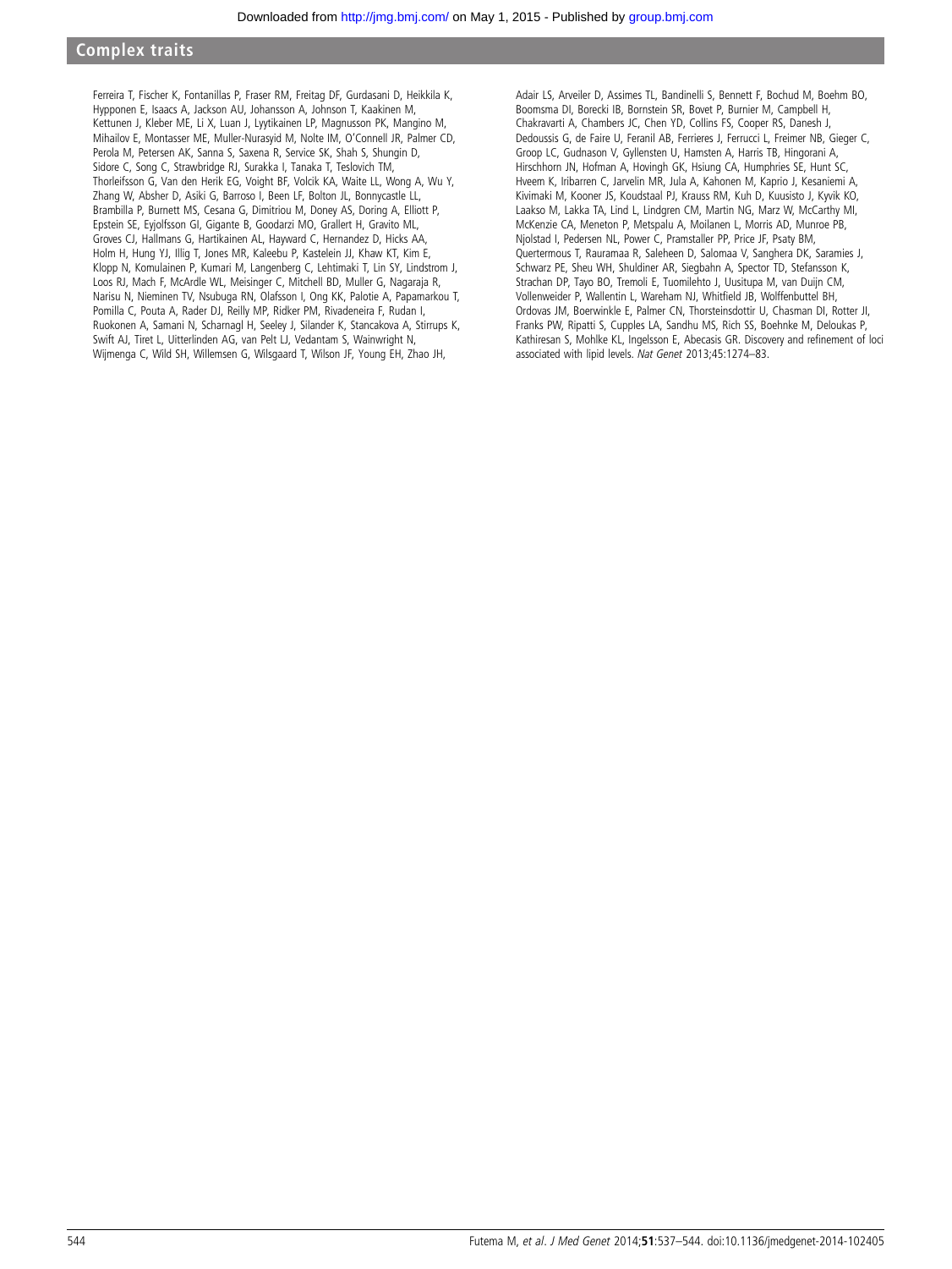Ferreira T, Fischer K, Fontanillas P, Fraser RM, Freitag DF, Gurdasani D, Heikkila K, Hypponen E, Isaacs A, Jackson AU, Johansson A, Johnson T, Kaakinen M, Kettunen J, Kleber ME, Li X, Luan J, Lyytikainen LP, Magnusson PK, Mangino M, Mihailov E, Montasser ME, Muller-Nurasyid M, Nolte IM, O'Connell JR, Palmer CD, Perola M, Petersen AK, Sanna S, Saxena R, Service SK, Shah S, Shungin D, Sidore C, Song C, Strawbridge RJ, Surakka I, Tanaka T, Teslovich TM, Thorleifsson G, Van den Herik EG, Voight BF, Volcik KA, Waite LL, Wong A, Wu Y, Zhang W, Absher D, Asiki G, Barroso I, Been LF, Bolton JL, Bonnycastle LL, Brambilla P, Burnett MS, Cesana G, Dimitriou M, Doney AS, Doring A, Elliott P, Epstein SE, Eyjolfsson GI, Gigante B, Goodarzi MO, Grallert H, Gravito ML, Groves CJ, Hallmans G, Hartikainen AL, Hayward C, Hernandez D, Hicks AA, Holm H, Hung YJ, Illig T, Jones MR, Kaleebu P, Kastelein JJ, Khaw KT, Kim E, Klopp N, Komulainen P, Kumari M, Langenberg C, Lehtimaki T, Lin SY, Lindstrom J, Loos RJ, Mach F, McArdle WL, Meisinger C, Mitchell BD, Muller G, Nagaraja R, Narisu N, Nieminen TV, Nsubuga RN, Olafsson I, Ong KK, Palotie A, Papamarkou T, Pomilla C, Pouta A, Rader DJ, Reilly MP, Ridker PM, Rivadeneira F, Rudan I, Ruokonen A, Samani N, Scharnagl H, Seeley J, Silander K, Stancakova A, Stirrups K, Swift AJ, Tiret L, Uitterlinden AG, van Pelt LJ, Vedantam S, Wainwright N, Wijmenga C, Wild SH, Willemsen G, Wilsgaard T, Wilson JF, Young EH, Zhao JH, Adair LS, Arveiler D, Assimes TL, Bandinelli S, Bennett F, Bochud M, Boehm BO, Boomsma DI, Borecki IB, Bornstein SR, Bovet P, Burnier M, Campbell H, Chakravarti A, Chambers JC, Chen YD, Collins FS, Cooper RS, Danesh J, Dedoussis G, de Faire U, Feranil AB, Ferrieres J, Ferrucci L, Freimer NB, Gieger C, Groop LC, Gudnason V, Gyllensten U, Hamsten A, Harris TB, Hingorani A, Hirschhorn JN, Hofman A, Hovingh GK, Hsiung CA, Humphries SE, Hunt SC, Hveem K, Iribarren C, Jarvelin MR, Jula A, Kahonen M, Kaprio J, Kesaniemi A, Kivimaki M, Kooner JS, Koudstaal PJ, Krauss RM, Kuh D, Kuusisto J, Kyvik KO, Laakso M, Lakka TA, Lind L, Lindgren CM, Martin NG, Marz W, McCarthy MI, McKenzie CA, Meneton P, Metspalu A, Moilanen L, Morris AD, Munroe PB, Njolstad I, Pedersen NL, Power C, Pramstaller PP, Price JF, Psaty BM, Quertermous T, Rauramaa R, Saleheen D, Salomaa V, Sanghera DK, Saramies J, Schwarz PE, Sheu WH, Shuldiner AR, Siegbahn A, Spector TD, Stefansson K, Strachan DP, Tayo BO, Tremoli E, Tuomilehto J, Uusitupa M, van Duijn CM, Vollenweider P, Wallentin L, Wareham NJ, Whitfield JB, Wolffenbuttel BH, Ordovas JM, Boerwinkle E, Palmer CN, Thorsteinsdottir U, Chasman DI, Rotter JI, Franks PW, Ripatti S, Cupples LA, Sandhu MS, Rich SS, Boehnke M, Deloukas P, Kathiresan S, Mohlke KL, Ingelsson E, Abecasis GR. Discovery and refinement of loci associated with lipid levels. *Nat Genet* 2013;45:1274–83.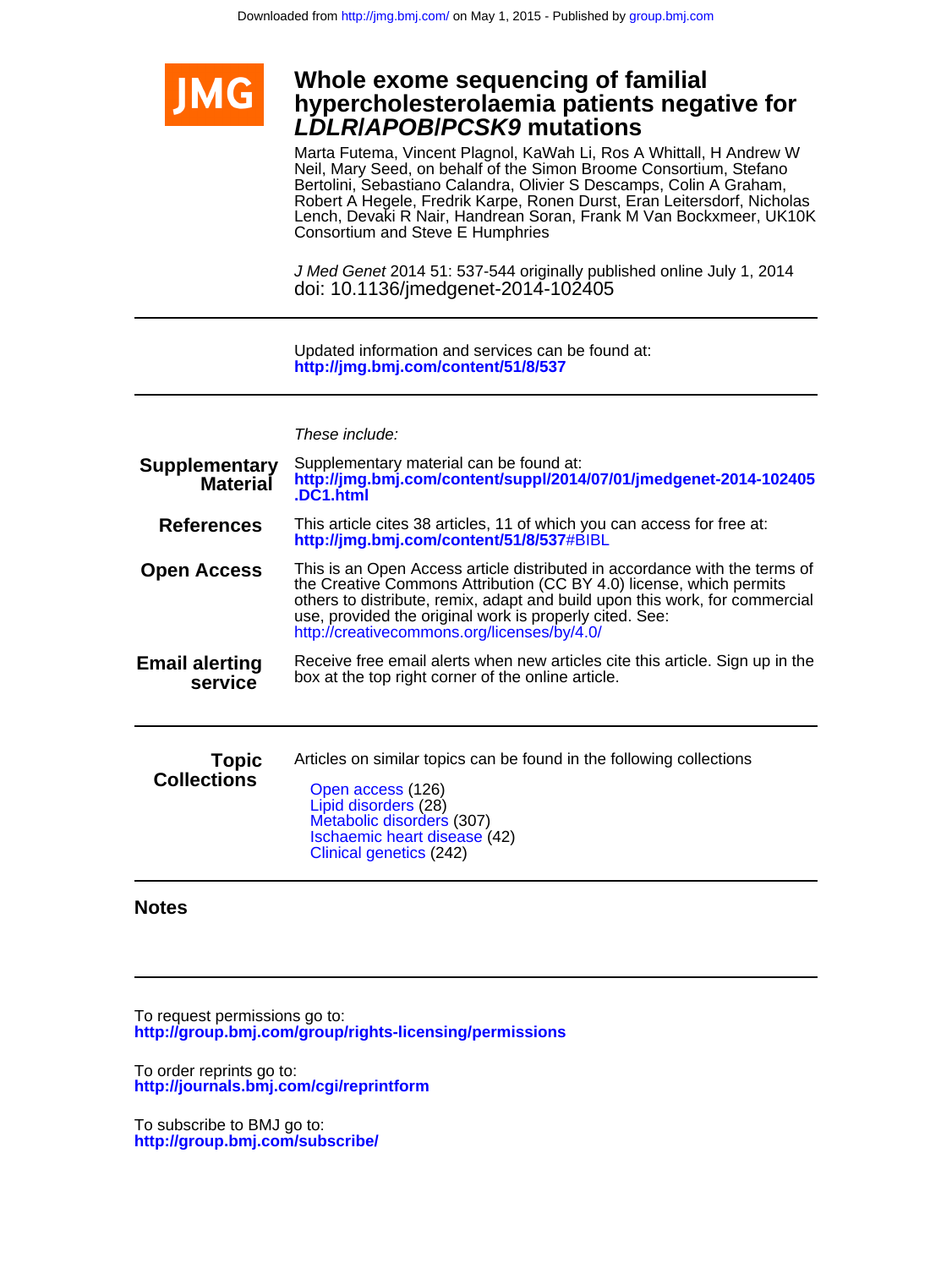Downloaded from http://jmg.bmj.com/ on May 1, 2015 - Published by group.bmj.com

JMG

# Whole exome sequencing of familial hypercholesterolaemia patients negative for *LDLR/APOB/PCSK9* mutations

Marta Futema, Vincent Plagnol, KaWah Li, Ros A Whittall, H Andrew W Neil, Mary Seed, on behalf of the Simon Broome Consortium, Stefano Bertolini, Sebastiano Calandra, Olivier S Descamps, Colin A Graham, Robert A Hegele, Fredrik Karpe, Ronen Durst, Eran Leitersdorf, Nicholas Lench, Devaki R Nair, Handrean Soran, Frank M Van Bockxmeer, UK10K Consortium and Steve E Humphries

*J Med Genet* 2014 51: 537-544 originally published online July 1, 2014
doi: 10.1136/jmedgenet-2014-102405

Updated information and services can be found at:
**http://jmg.bmj.com/content/51/8/537**

*These include:*

**Supplementary Material**
Supplementary material can be found at:
**http://jmg.bmj.com/content/suppl/2014/07/01/jmedgenet-2014-102405.DC1.html**

**References**
This article cites 38 articles, 11 of which you can access for free at:
**http://jmg.bmj.com/content/51/8/537**#BIBL

**Open Access**
This is an Open Access article distributed in accordance with the terms of the Creative Commons Attribution (CC BY 4.0) license, which permits others to distribute, remix, adapt and build upon this work, for commercial use, provided the original work is properly cited. See: http://creativecommons.org/licenses/by/4.0/

**Email alerting service**
Receive free email alerts when new articles cite this article. Sign up in the box at the top right corner of the online article.

**Topic Collections**
Articles on similar topics can be found in the following collections

- Open access (126)
- Lipid disorders (28)
- Metabolic disorders (307)
- Ischaemic heart disease (42)
- Clinical genetics (242)

## Notes

To request permissions go to:
**http://group.bmj.com/group/rights-licensing/permissions**

To order reprints go to:
**http://journals.bmj.com/cgi/reprintform**

To subscribe to BMJ go to:
**http://group.bmj.com/subscribe/**